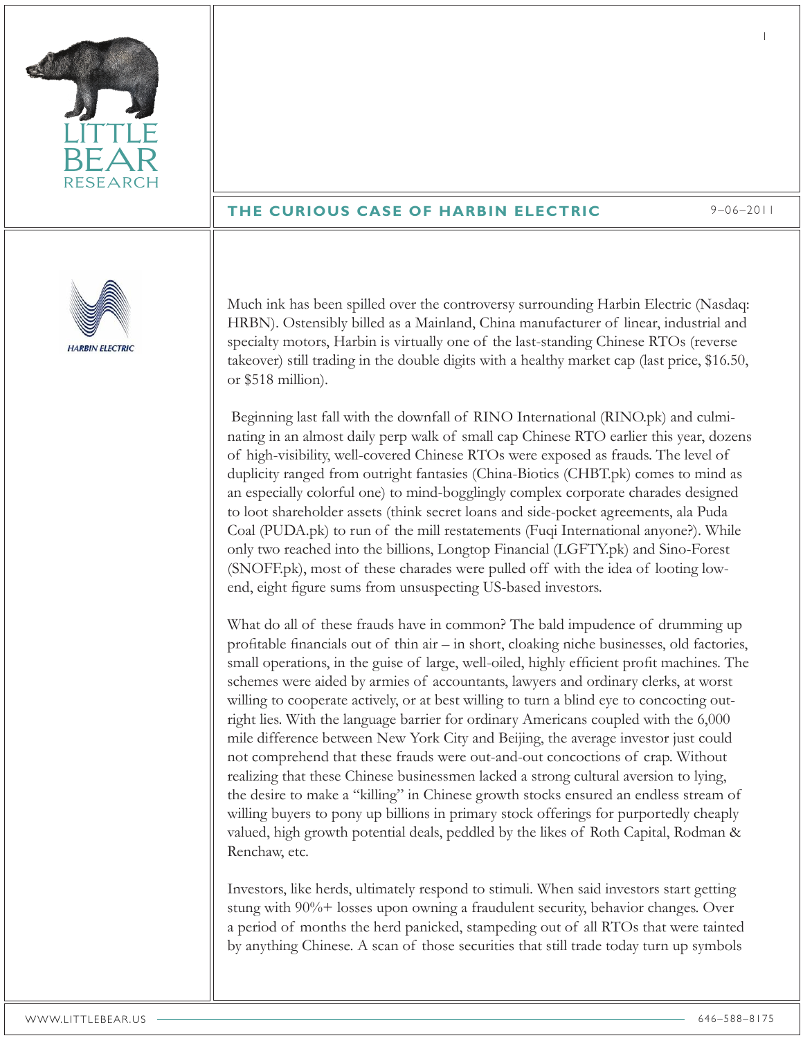# THE CURIOUS CASE OF HARBIN ELECTRIC

9–06–2011

Much ink has been spilled over the controversy surrounding Harbin Electric (Nasdaq: HRBN). Ostensibly billed as a Mainland, China manufacturer of linear, industrial and specialty motors, Harbin is virtually one of the last-standing Chinese RTOs (reverse takeover) still trading in the double digits with a healthy market cap (last price, $16.50, or $518 million).

Beginning last fall with the downfall of RINO International (RINO.pk) and culminating in an almost daily perp walk of small cap Chinese RTO earlier this year, dozens of high-visibility, well-covered Chinese RTOs were exposed as frauds. The level of duplicity ranged from outright fantasies (China-Biotics (CHBT.pk) comes to mind as an especially colorful one) to mind-bogglingly complex corporate charades designed to loot shareholder assets (think secret loans and side-pocket agreements, ala Puda Coal (PUDA.pk) to run of the mill restatements (Fuqi International anyone?). While only two reached into the billions, Longtop Financial (LGFTY.pk) and Sino-Forest (SNOFF.pk), most of these charades were pulled off with the idea of looting low-end, eight figure sums from unsuspecting US-based investors.

What do all of these frauds have in common? The bald impudence of drumming up profitable financials out of thin air – in short, cloaking niche businesses, old factories, small operations, in the guise of large, well-oiled, highly efficient profit machines. The schemes were aided by armies of accountants, lawyers and ordinary clerks, at worst willing to cooperate actively, or at best willing to turn a blind eye to concocting outright lies. With the language barrier for ordinary Americans coupled with the 6,000 mile difference between New York City and Beijing, the average investor just could not comprehend that these frauds were out-and-out concoctions of crap. Without realizing that these Chinese businessmen lacked a strong cultural aversion to lying, the desire to make a "killing" in Chinese growth stocks ensured an endless stream of willing buyers to pony up billions in primary stock offerings for purportedly cheaply valued, high growth potential deals, peddled by the likes of Roth Capital, Rodman & Renchaw, etc.

Investors, like herds, ultimately respond to stimuli. When said investors start getting stung with 90%+ losses upon owning a fraudulent security, behavior changes. Over a period of months the herd panicked, stampeding out of all RTOs that were tainted by anything Chinese. A scan of those securities that still trade today turn up symbols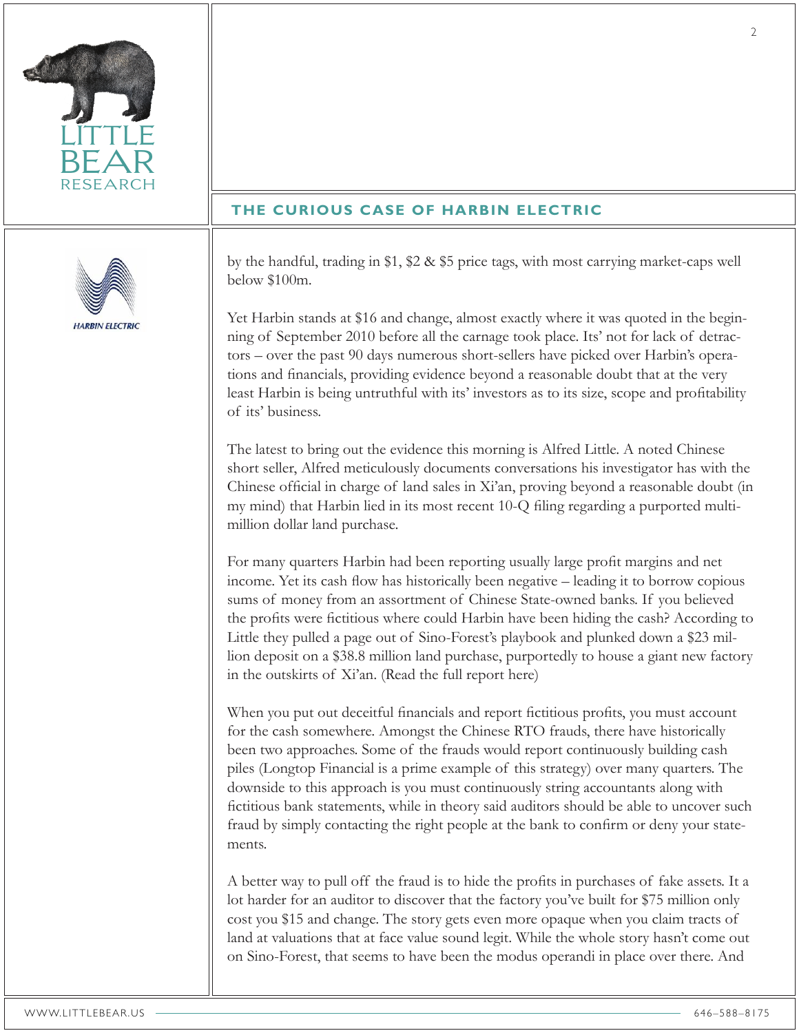by the handful, trading in $1, $2 & $5 price tags, with most carrying market-caps well below $100m.

Yet Harbin stands at $16 and change, almost exactly where it was quoted in the beginning of September 2010 before all the carnage took place. Its' not for lack of detractors – over the past 90 days numerous short-sellers have picked over Harbin's operations and financials, providing evidence beyond a reasonable doubt that at the very least Harbin is being untruthful with its' investors as to its size, scope and profitability of its' business.

The latest to bring out the evidence this morning is Alfred Little. A noted Chinese short seller, Alfred meticulously documents conversations his investigator has with the Chinese official in charge of land sales in Xi'an, proving beyond a reasonable doubt (in my mind) that Harbin lied in its most recent 10-Q filing regarding a purported multi-million dollar land purchase.

For many quarters Harbin had been reporting usually large profit margins and net income. Yet its cash flow has historically been negative – leading it to borrow copious sums of money from an assortment of Chinese State-owned banks. If you believed the profits were fictitious where could Harbin have been hiding the cash? According to Little they pulled a page out of Sino-Forest's playbook and plunked down a $23 million deposit on a $38.8 million land purchase, purportedly to house a giant new factory in the outskirts of Xi'an. (Read the full report here)

When you put out deceitful financials and report fictitious profits, you must account for the cash somewhere. Amongst the Chinese RTO frauds, there have historically been two approaches. Some of the frauds would report continuously building cash piles (Longtop Financial is a prime example of this strategy) over many quarters. The downside to this approach is you must continuously string accountants along with fictitious bank statements, while in theory said auditors should be able to uncover such fraud by simply contacting the right people at the bank to confirm or deny your statements.

A better way to pull off the fraud is to hide the profits in purchases of fake assets. It a lot harder for an auditor to discover that the factory you've built for $75 million only cost you $15 and change. The story gets even more opaque when you claim tracts of land at valuations that at face value sound legit. While the whole story hasn't come out on Sino-Forest, that seems to have been the modus operandi in place over there. And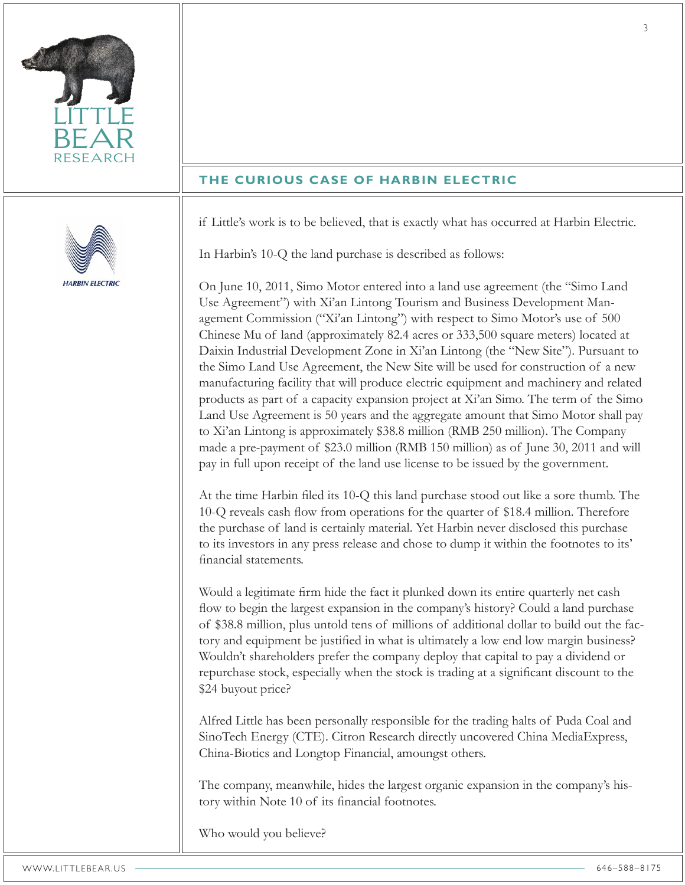## THE CURIOUS CASE OF HARBIN ELECTRIC

if Little's work is to be believed, that is exactly what has occurred at Harbin Electric.

In Harbin's 10-Q the land purchase is described as follows:

On June 10, 2011, Simo Motor entered into a land use agreement (the "Simo Land Use Agreement") with Xi'an Lintong Tourism and Business Development Management Commission ("Xi'an Lintong") with respect to Simo Motor's use of 500 Chinese Mu of land (approximately 82.4 acres or 333,500 square meters) located at Daixin Industrial Development Zone in Xi'an Lintong (the "New Site"). Pursuant to the Simo Land Use Agreement, the New Site will be used for construction of a new manufacturing facility that will produce electric equipment and machinery and related products as part of a capacity expansion project at Xi'an Simo. The term of the Simo Land Use Agreement is 50 years and the aggregate amount that Simo Motor shall pay to Xi'an Lintong is approximately $38.8 million (RMB 250 million). The Company made a pre-payment of $23.0 million (RMB 150 million) as of June 30, 2011 and will pay in full upon receipt of the land use license to be issued by the government.

At the time Harbin filed its 10-Q this land purchase stood out like a sore thumb. The 10-Q reveals cash flow from operations for the quarter of $18.4 million. Therefore the purchase of land is certainly material. Yet Harbin never disclosed this purchase to its investors in any press release and chose to dump it within the footnotes to its' financial statements.

Would a legitimate firm hide the fact it plunked down its entire quarterly net cash flow to begin the largest expansion in the company's history? Could a land purchase of $38.8 million, plus untold tens of millions of additional dollar to build out the factory and equipment be justified in what is ultimately a low end low margin business? Wouldn't shareholders prefer the company deploy that capital to pay a dividend or repurchase stock, especially when the stock is trading at a significant discount to the $24 buyout price?

Alfred Little has been personally responsible for the trading halts of Puda Coal and SinoTech Energy (CTE). Citron Research directly uncovered China MediaExpress, China-Biotics and Longtop Financial, amoungst others.

The company, meanwhile, hides the largest organic expansion in the company's history within Note 10 of its financial footnotes.

Who would you believe?